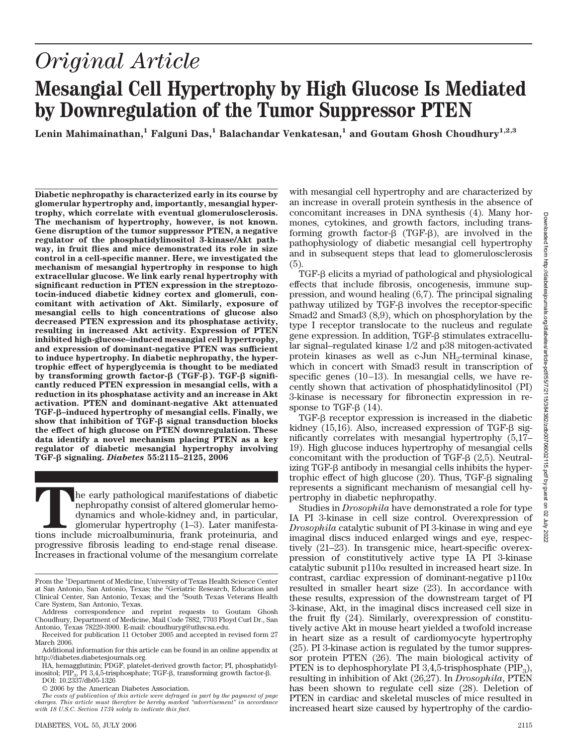# *Original Article*

# Mesangial Cell Hypertrophy by High Glucose Is Mediated by Downregulation of the Tumor Suppressor PTEN

**Lenin Mahimainathan,[1] Falguni Das,[1] Balachandar Venkatesan,[1] and Goutam Ghosh Choudhury[1,2,3]**

**Diabetic nephropathy is characterized early in its course by glomerular hypertrophy and, importantly, mesangial hypertrophy, which correlate with eventual glomerulosclerosis. The mechanism of hypertrophy, however, is not known. Gene disruption of the tumor suppressor PTEN, a negative regulator of the phosphatidylinositol 3-kinase/Akt pathway, in fruit flies and mice demonstrated its role in size control in a cell-specific manner. Here, we investigated the mechanism of mesangial hypertrophy in response to high extracellular glucose. We link early renal hypertrophy with significant reduction in PTEN expression in the streptozotocin-induced diabetic kidney cortex and glomeruli, concomitant with activation of Akt. Similarly, exposure of mesangial cells to high concentrations of glucose also decreased PTEN expression and its phosphatase activity, resulting in increased Akt activity. Expression of PTEN inhibited high-glucose–induced mesangial cell hypertrophy, and expression of dominant-negative PTEN was sufficient to induce hypertrophy. In diabetic nephropathy, the hypertrophic effect of hyperglycemia is thought to be mediated by transforming growth factor-β (TGF-β). TGF-β significantly reduced PTEN expression in mesangial cells, with a reduction in its phosphatase activity and an increase in Akt activation. PTEN and dominant-negative Akt attenuated TGF-β–induced hypertrophy of mesangial cells. Finally, we show that inhibition of TGF-β signal transduction blocks the effect of high glucose on PTEN downregulation. These data identify a novel mechanism placing PTEN as a key regulator of diabetic mesangial hypertrophy involving TGF-β signaling.** ***Diabetes*** **55:2115–2125, 2006**

The early pathological manifestations of diabetic nephropathy consist of altered glomerular hemodynamics and whole-kidney and, in particular, glomerular hypertrophy (1–3). Later manifestations include microalbuminuria, frank proteinuria, and progressive fibrosis leading to end-stage renal disease. Increases in fractional volume of the mesangium correlate with mesangial cell hypertrophy and are characterized by an increase in overall protein synthesis in the absence of concomitant increases in DNA synthesis (4). Many hormones, cytokines, and growth factors, including transforming growth factor-β (TGF-β), are involved in the pathophysiology of diabetic mesangial cell hypertrophy and in subsequent steps that lead to glomerulosclerosis (5).

TGF-β elicits a myriad of pathological and physiological effects that include fibrosis, oncogenesis, immune suppression, and wound healing (6,7). The principal signaling pathway utilized by TGF-β involves the receptor-specific Smad2 and Smad3 (8,9), which on phosphorylation by the type I receptor translocate to the nucleus and regulate gene expression. In addition, TGF-β stimulates extracellular signal–regulated kinase 1/2 and p38 mitogen-activated protein kinases as well as c-Jun $NH_2$-terminal kinase, which in concert with Smad3 result in transcription of specific genes (10–13). In mesangial cells, we have recently shown that activation of phosphatidylinositol (PI) 3-kinase is necessary for fibronectin expression in response to TGF-β (14).

TGF-β receptor expression is increased in the diabetic kidney (15,16). Also, increased expression of TGF-β significantly correlates with mesangial hypertrophy (5,17–19). High glucose induces hypertrophy of mesangial cells concomitant with the production of TGF-β (2,5). Neutralizing TGF-β antibody in mesangial cells inhibits the hypertrophic effect of high glucose (20). Thus, TGF-β signaling represents a significant mechanism of mesangial cell hypertrophy in diabetic nephropathy.

Studies in *Drosophila* have demonstrated a role for type IA PI 3-kinase in cell size control. Overexpression of *Drosophila* catalytic subunit of PI 3-kinase in wing and eye imaginal discs induced enlarged wings and eye, respectively (21–23). In transgenic mice, heart-specific overexpression of constitutively active type IA PI 3-kinase catalytic subunit p110α resulted in increased heart size. In contrast, cardiac expression of dominant-negative p110α resulted in smaller heart size (23). In accordance with these results, expression of the downstream target of PI 3-kinase, Akt, in the imaginal discs increased cell size in the fruit fly (24). Similarly, overexpression of constitutively active Akt in mouse heart yielded a twofold increase in heart size as a result of cardiomyocyte hypertrophy (25). PI 3-kinase action is regulated by the tumor suppressor protein PTEN (26). The main biological activity of PTEN is to dephosphorylate PI 3,4,5-trisphosphate ($PIP_3$), resulting in inhibition of Akt (26,27). In *Drosophila*, PTEN has been shown to regulate cell size (28). Deletion of PTEN in cardiac and skeletal muscles of mice resulted in increased heart size caused by hypertrophy of the cardio-

---

From the [1]Department of Medicine, University of Texas Health Science Center at San Antonio, San Antonio, Texas; the [2]Geriatric Research, Education and Clinical Center, San Antonio, Texas; and the [3]South Texas Veterans Health Care System, San Antonio, Texas.

Address correspondence and reprint requests to Goutam Ghosh Choudhury, Department of Medicine, Mail Code 7882, 7703 Floyd Curl Dr., San Antonio, Texas 78229-3900. E-mail: choudhuryg@uthscsa.edu.

Received for publication 11 October 2005 and accepted in revised form 27 March 2006.

Additional information for this article can be found in an online appendix at http://diabetes.diabetesjournals.org.

HA, hemagglutinin; PDGF, platelet-derived growth factor; PI, phosphatidylinositol; $PIP_3$, PI 3,4,5-trisphosphate; TGF-β, transforming growth factor-β.

DOI: 10.2337/db05-1326

© 2006 by the American Diabetes Association.

*The costs of publication of this article were defrayed in part by the payment of page charges. This article must therefore be hereby marked "advertisement" in accordance with 18 U.S.C. Section 1734 solely to indicate this fact.*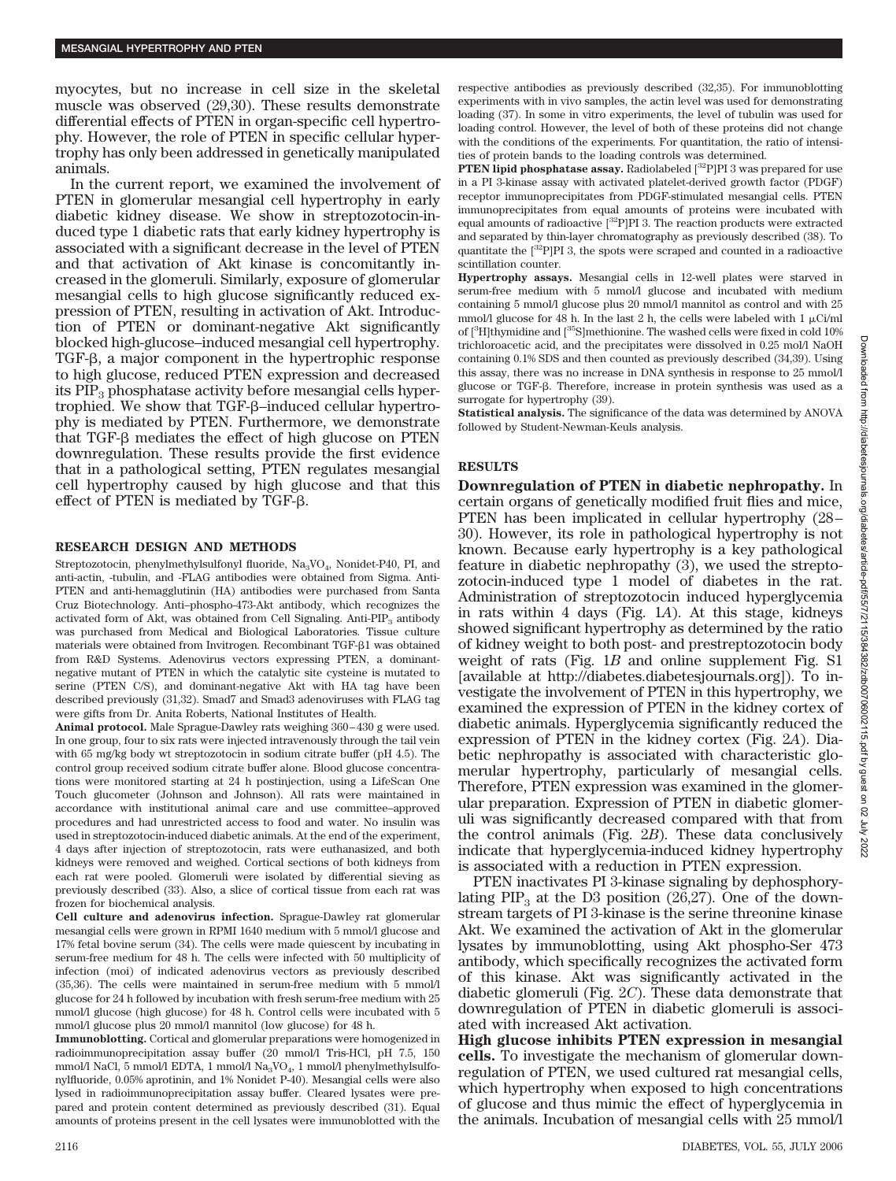myocytes, but no increase in cell size in the skeletal muscle was observed (29,30). These results demonstrate differential effects of PTEN in organ-specific cell hypertrophy. However, the role of PTEN in specific cellular hypertrophy has only been addressed in genetically manipulated animals.

In the current report, we examined the involvement of PTEN in glomerular mesangial cell hypertrophy in early diabetic kidney disease. We show in streptozotocin-induced type 1 diabetic rats that early kidney hypertrophy is associated with a significant decrease in the level of PTEN and that activation of Akt kinase is concomitantly increased in the glomeruli. Similarly, exposure of glomerular mesangial cells to high glucose significantly reduced expression of PTEN, resulting in activation of Akt. Introduction of PTEN or dominant-negative Akt significantly blocked high-glucose–induced mesangial cell hypertrophy. TGF-β, a major component in the hypertrophic response to high glucose, reduced PTEN expression and decreased its $PIP_3$ phosphatase activity before mesangial cells hypertrophied. We show that TGF-β–induced cellular hypertrophy is mediated by PTEN. Furthermore, we demonstrate that TGF-β mediates the effect of high glucose on PTEN downregulation. These results provide the first evidence that in a pathological setting, PTEN regulates mesangial cell hypertrophy caused by high glucose and that this effect of PTEN is mediated by TGF-β.

## RESEARCH DESIGN AND METHODS

Streptozotocin, phenylmethylsulfonyl fluoride, $Na_3VO_4$, Nonidet-P40, PI, and anti-actin, -tubulin, and -FLAG antibodies were obtained from Sigma. Anti-PTEN and anti-hemagglutinin (HA) antibodies were purchased from Santa Cruz Biotechnology. Anti–phospho-473-Akt antibody, which recognizes the activated form of Akt, was obtained from Cell Signaling. Anti-$PIP_3$ antibody was purchased from Medical and Biological Laboratories. Tissue culture materials were obtained from Invitrogen. Recombinant TGF-β1 was obtained from R&D Systems. Adenovirus vectors expressing PTEN, a dominant-negative mutant of PTEN in which the catalytic site cysteine is mutated to serine (PTEN C/S), and dominant-negative Akt with HA tag have been described previously (31,32). Smad7 and Smad3 adenoviruses with FLAG tag were gifts from Dr. Anita Roberts, National Institutes of Health.

**Animal protocol.** Male Sprague-Dawley rats weighing 360–430 g were used. In one group, four to six rats were injected intravenously through the tail vein with 65 mg/kg body wt streptozotocin in sodium citrate buffer (pH 4.5). The control group received sodium citrate buffer alone. Blood glucose concentrations were monitored starting at 24 h postinjection, using a LifeScan One Touch glucometer (Johnson and Johnson). All rats were maintained in accordance with institutional animal care and use committee–approved procedures and had unrestricted access to food and water. No insulin was used in streptozotocin-induced diabetic animals. At the end of the experiment, 4 days after injection of streptozotocin, rats were euthanased, and both kidneys were removed and weighed. Cortical sections of both kidneys from each rat were pooled. Glomeruli were isolated by differential sieving as previously described (33). Also, a slice of cortical tissue from each rat was frozen for biochemical analysis.

**Cell culture and adenovirus infection.** Sprague-Dawley rat glomerular mesangial cells were grown in RPMI 1640 medium with 5 mmol/l glucose and 17% fetal bovine serum (34). The cells were made quiescent by incubating in serum-free medium for 48 h. The cells were infected with 50 multiplicity of infection (moi) of indicated adenovirus vectors as previously described (35,36). The cells were maintained in serum-free medium with 5 mmol/l glucose for 24 h followed by incubation with fresh serum-free medium with 25 mmol/l glucose (high glucose) for 48 h. Control cells were incubated with 5 mmol/l glucose plus 20 mmol/l mannitol (low glucose) for 48 h.

**Immunoblotting.** Cortical and glomerular preparations were homogenized in radioimmunoprecipitation assay buffer (20 mmol/l Tris-HCl, pH 7.5, 150 mmol/l NaCl, 5 mmol/l EDTA, 1 mmol/l $Na_3VO_4$, 1 mmol/l phenylmethylsulfonylfluoride, 0.05% aprotinin, and 1% Nonidet P-40). Mesangial cells were also lysed in radioimmunoprecipitation assay buffer. Cleared lysates were prepared and protein content determined as previously described (31). Equal amounts of proteins present in the cell lysates were immunoblotted with the respective antibodies as previously described (32,35). For immunoblotting experiments with in vivo samples, the actin level was used for demonstrating loading (37). In some in vitro experiments, the level of tubulin was used for loading control. However, the level of both of these proteins did not change with the conditions of the experiments. For quantitation, the ratio of intensities of protein bands to the loading controls was determined.

**PTEN lipid phosphatase assay.** Radiolabeled [$^{32}$P]PI 3 was prepared for use in a PI 3-kinase assay with activated platelet-derived growth factor (PDGF) receptor immunoprecipitates from PDGF-stimulated mesangial cells. PTEN immunoprecipitates from equal amounts of proteins were incubated with equal amounts of radioactive [$^{32}$P]PI 3. The reaction products were extracted and separated by thin-layer chromatography as previously described (38). To quantitate the [$^{32}$P]PI 3, the spots were scraped and counted in a radioactive scintillation counter.

**Hypertrophy assays.** Mesangial cells in 12-well plates were starved in serum-free medium with 5 mmol/l glucose and incubated with medium containing 5 mmol/l glucose plus 20 mmol/l mannitol as control and with 25 mmol/l glucose for 48 h. In the last 2 h, the cells were labeled with 1 μCi/ml of [$^{3}$H]thymidine and [$^{35}$S]methionine. The washed cells were fixed in cold 10% trichloroacetic acid, and the precipitates were dissolved in 0.25 mol/l NaOH containing 0.1% SDS and then counted as previously described (34,39). Using this assay, there was no increase in DNA synthesis in response to 25 mmol/l glucose or TGF-β. Therefore, increase in protein synthesis was used as a surrogate for hypertrophy (39).

**Statistical analysis.** The significance of the data was determined by ANOVA followed by Student-Newman-Keuls analysis.

## RESULTS

**Downregulation of PTEN in diabetic nephropathy.** In certain organs of genetically modified fruit flies and mice, PTEN has been implicated in cellular hypertrophy (28–30). However, its role in pathological hypertrophy is not known. Because early hypertrophy is a key pathological feature in diabetic nephropathy (3), we used the streptozotocin-induced type 1 model of diabetes in the rat. Administration of streptozotocin induced hyperglycemia in rats within 4 days (Fig. 1*A*). At this stage, kidneys showed significant hypertrophy as determined by the ratio of kidney weight to both post- and prestreptozotocin body weight of rats (Fig. 1*B* and online supplement Fig. S1 [available at http://diabetes.diabetesjournals.org]). To investigate the involvement of PTEN in this hypertrophy, we examined the expression of PTEN in the kidney cortex of diabetic animals. Hyperglycemia significantly reduced the expression of PTEN in the kidney cortex (Fig. 2*A*). Diabetic nephropathy is associated with characteristic glomerular hypertrophy, particularly of mesangial cells. Therefore, PTEN expression was examined in the glomerular preparation. Expression of PTEN in diabetic glomeruli was significantly decreased compared with that from the control animals (Fig. 2*B*). These data conclusively indicate that hyperglycemia-induced kidney hypertrophy is associated with a reduction in PTEN expression.

PTEN inactivates PI 3-kinase signaling by dephosphorylating $PIP_3$ at the D3 position (26,27). One of the downstream targets of PI 3-kinase is the serine threonine kinase Akt. We examined the activation of Akt in the glomerular lysates by immunoblotting, using Akt phospho-Ser 473 antibody, which specifically recognizes the activated form of this kinase. Akt was significantly activated in the diabetic glomeruli (Fig. 2*C*). These data demonstrate that downregulation of PTEN in diabetic glomeruli is associated with increased Akt activation.

**High glucose inhibits PTEN expression in mesangial cells.** To investigate the mechanism of glomerular downregulation of PTEN, we used cultured rat mesangial cells, which hypertrophy when exposed to high concentrations of glucose and thus mimic the effect of hyperglycemia in the animals. Incubation of mesangial cells with 25 mmol/l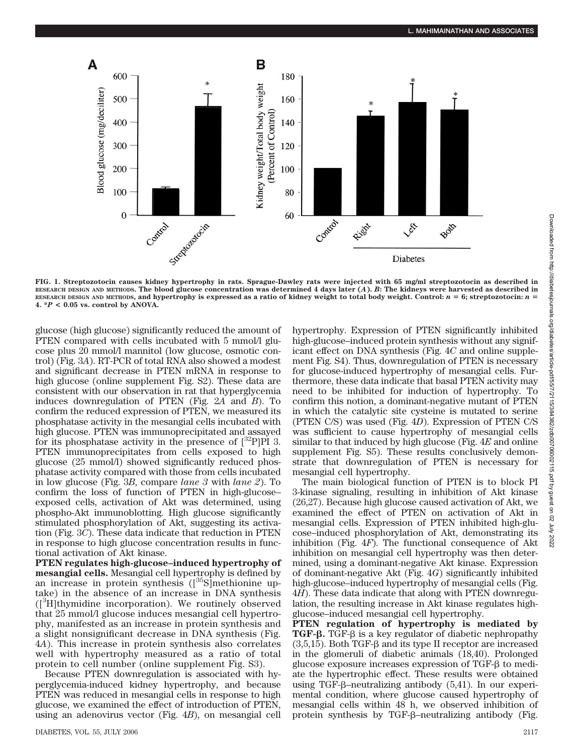FIG. 1. Streptozotocin causes kidney hypertrophy in rats. Sprague-Dawley rats were injected with 65 mg/ml streptozotocin as described in RESEARCH DESIGN AND METHODS. The blood glucose concentration was determined 4 days later (*A*). *B*: The kidneys were harvested as described in RESEARCH DESIGN AND METHODS, and hypertrophy is expressed as a ratio of kidney weight to total body weight. Control: $n = 6$; streptozotocin: $n = 4$. \*$P < 0.05$ vs. control by ANOVA.

glucose (high glucose) significantly reduced the amount of PTEN compared with cells incubated with 5 mmol/l glucose plus 20 mmol/l mannitol (low glucose, osmotic control) (Fig. 3*A*). RT-PCR of total RNA also showed a modest and significant decrease in PTEN mRNA in response to high glucose (online supplement Fig. S2). These data are consistent with our observation in rat that hyperglycemia induces downregulation of PTEN (Fig. 2*A* and *B*). To confirm the reduced expression of PTEN, we measured its phosphatase activity in the mesangial cells incubated with high glucose. PTEN was immunoprecipitated and assayed for its phosphatase activity in the presence of [$^{32}$P]PI 3. PTEN immunoprecipitates from cells exposed to high glucose (25 mmol/l) showed significantly reduced phosphatase activity compared with those from cells incubated in low glucose (Fig. 3*B*, compare *lane 3* with *lane 2*). To confirm the loss of function of PTEN in high-glucose–exposed cells, activation of Akt was determined, using phospho-Akt immunoblotting. High glucose significantly stimulated phosphorylation of Akt, suggesting its activation (Fig. 3*C*). These data indicate that reduction in PTEN in response to high glucose concentration results in functional activation of Akt kinase.

**PTEN regulates high-glucose–induced hypertrophy of mesangial cells.** Mesangial cell hypertrophy is defined by an increase in protein synthesis ([$^{35}$S]methionine uptake) in the absence of an increase in DNA synthesis ([$^{3}$H]thymidine incorporation). We routinely observed that 25 mmol/l glucose induces mesangial cell hypertrophy, manifested as an increase in protein synthesis and a slight nonsignificant decrease in DNA synthesis (Fig. 4*A*). This increase in protein synthesis also correlates well with hypertrophy measured as a ratio of total protein to cell number (online supplement Fig. S3).

Because PTEN downregulation is associated with hyperglycemia-induced kidney hypertrophy, and because PTEN was reduced in mesangial cells in response to high glucose, we examined the effect of introduction of PTEN, using an adenovirus vector (Fig. 4*B*), on mesangial cell hypertrophy. Expression of PTEN significantly inhibited high-glucose–induced protein synthesis without any significant effect on DNA synthesis (Fig. 4*C* and online supplement Fig. S4). Thus, downregulation of PTEN is necessary for glucose-induced hypertrophy of mesangial cells. Furthermore, these data indicate that basal PTEN activity may need to be inhibited for induction of hypertrophy. To confirm this notion, a dominant-negative mutant of PTEN in which the catalytic site cysteine is mutated to serine (PTEN C/S) was used (Fig. 4*D*). Expression of PTEN C/S was sufficient to cause hypertrophy of mesangial cells similar to that induced by high glucose (Fig. 4*E* and online supplement Fig. S5). These results conclusively demonstrate that downregulation of PTEN is necessary for mesangial cell hypertrophy.

The main biological function of PTEN is to block PI 3-kinase signaling, resulting in inhibition of Akt kinase (26,27). Because high glucose caused activation of Akt, we examined the effect of PTEN on activation of Akt in mesangial cells. Expression of PTEN inhibited high-glucose–induced phosphorylation of Akt, demonstrating its inhibition (Fig. 4*F*). The functional consequence of Akt inhibition on mesangial cell hypertrophy was then determined, using a dominant-negative Akt kinase. Expression of dominant-negative Akt (Fig. 4*G*) significantly inhibited high-glucose–induced hypertrophy of mesangial cells (Fig. 4*H*). These data indicate that along with PTEN downregulation, the resulting increase in Akt kinase regulates high-glucose–induced mesangial cell hypertrophy.

**PTEN regulation of hypertrophy is mediated by TGF-β.** TGF-β is a key regulator of diabetic nephropathy (3,5,15). Both TGF-β and its type II receptor are increased in the glomeruli of diabetic animals (18,40). Prolonged glucose exposure increases expression of TGF-β to mediate the hypertrophic effect. These results were obtained using TGF-β–neutralizing antibody (5,41). In our experimental condition, where glucose caused hypertrophy of mesangial cells within 48 h, we observed inhibition of protein synthesis by TGF-β–neutralizing antibody (Fig.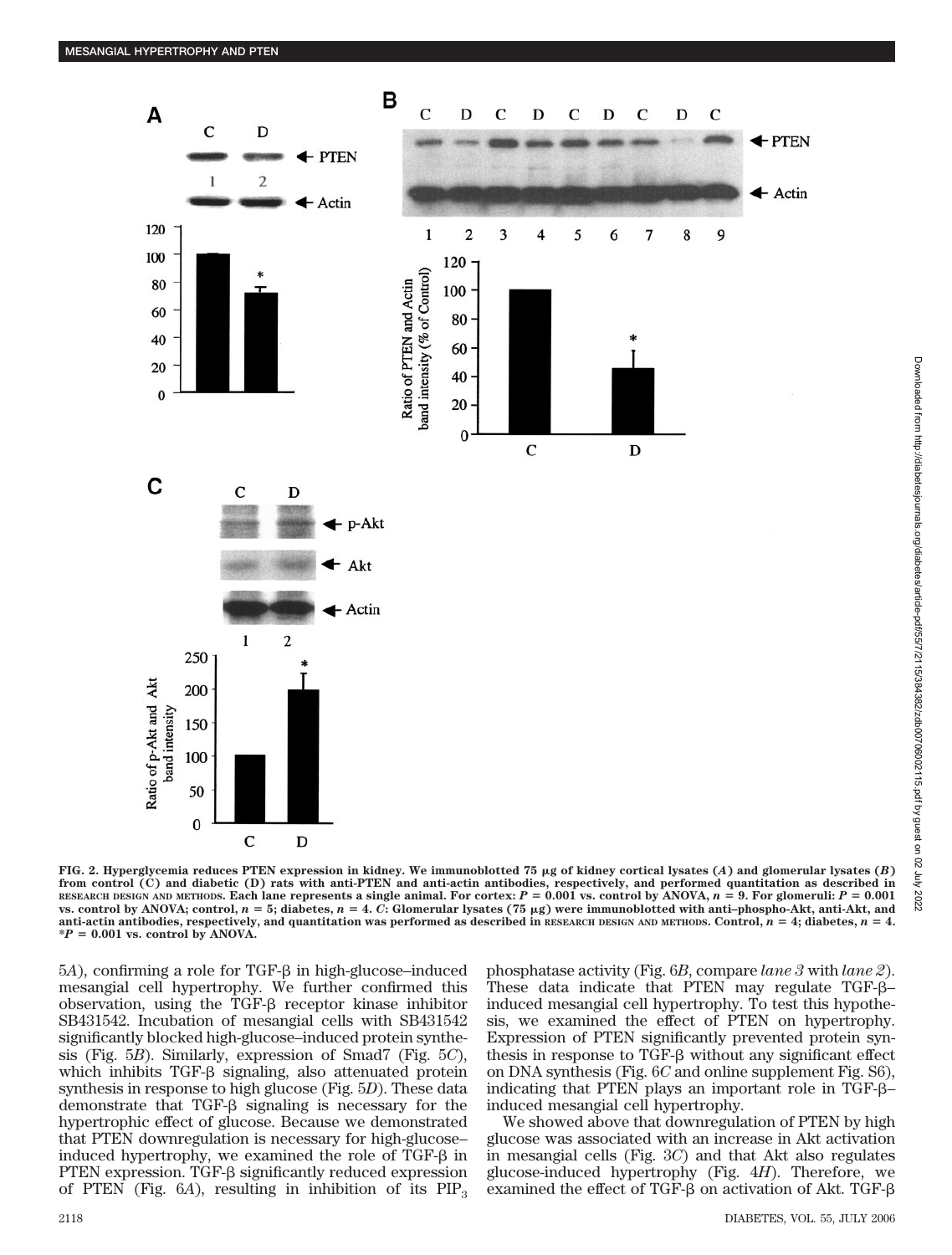FIG. 2. Hyperglycemia reduces PTEN expression in kidney. We immunoblotted 75 μg of kidney cortical lysates (*A*) and glomerular lysates (*B*) from control (C) and diabetic (D) rats with anti-PTEN and anti-actin antibodies, respectively, and performed quantitation as described in RESEARCH DESIGN AND METHODS. Each lane represents a single animal. For cortex: $P = 0.001$ vs. control by ANOVA, $n = 9$. For glomeruli: $P = 0.001$ vs. control by ANOVA; control, $n = 5$; diabetes, $n = 4$. *C*: Glomerular lysates (75 μg) were immunoblotted with anti–phospho-Akt, anti-Akt, and anti-actin antibodies, respectively, and quantitation was performed as described in RESEARCH DESIGN AND METHODS. Control, $n = 4$; diabetes, $n = 4$. *$P = 0.001$ vs. control by ANOVA.

5*A*), confirming a role for TGF-β in high-glucose–induced mesangial cell hypertrophy. We further confirmed this observation, using the TGF-β receptor kinase inhibitor SB431542. Incubation of mesangial cells with SB431542 significantly blocked high-glucose–induced protein synthesis (Fig. 5*B*). Similarly, expression of Smad7 (Fig. 5*C*), which inhibits TGF-β signaling, also attenuated protein synthesis in response to high glucose (Fig. 5*D*). These data demonstrate that TGF-β signaling is necessary for the hypertrophic effect of glucose. Because we demonstrated that PTEN downregulation is necessary for high-glucose–induced hypertrophy, we examined the role of TGF-β in PTEN expression. TGF-β significantly reduced expression of PTEN (Fig. 6*A*), resulting in inhibition of its $PIP_3$ phosphatase activity (Fig. 6*B*, compare *lane 3* with *lane 2*). These data indicate that PTEN may regulate TGF-β–induced mesangial cell hypertrophy. To test this hypothesis, we examined the effect of PTEN on hypertrophy. Expression of PTEN significantly prevented protein synthesis in response to TGF-β without any significant effect on DNA synthesis (Fig. 6*C* and online supplement Fig. S6), indicating that PTEN plays an important role in TGF-β–induced mesangial cell hypertrophy.

We showed above that downregulation of PTEN by high glucose was associated with an increase in Akt activation in mesangial cells (Fig. 3*C*) and that Akt also regulates glucose-induced hypertrophy (Fig. 4*H*). Therefore, we examined the effect of TGF-β on activation of Akt. TGF-β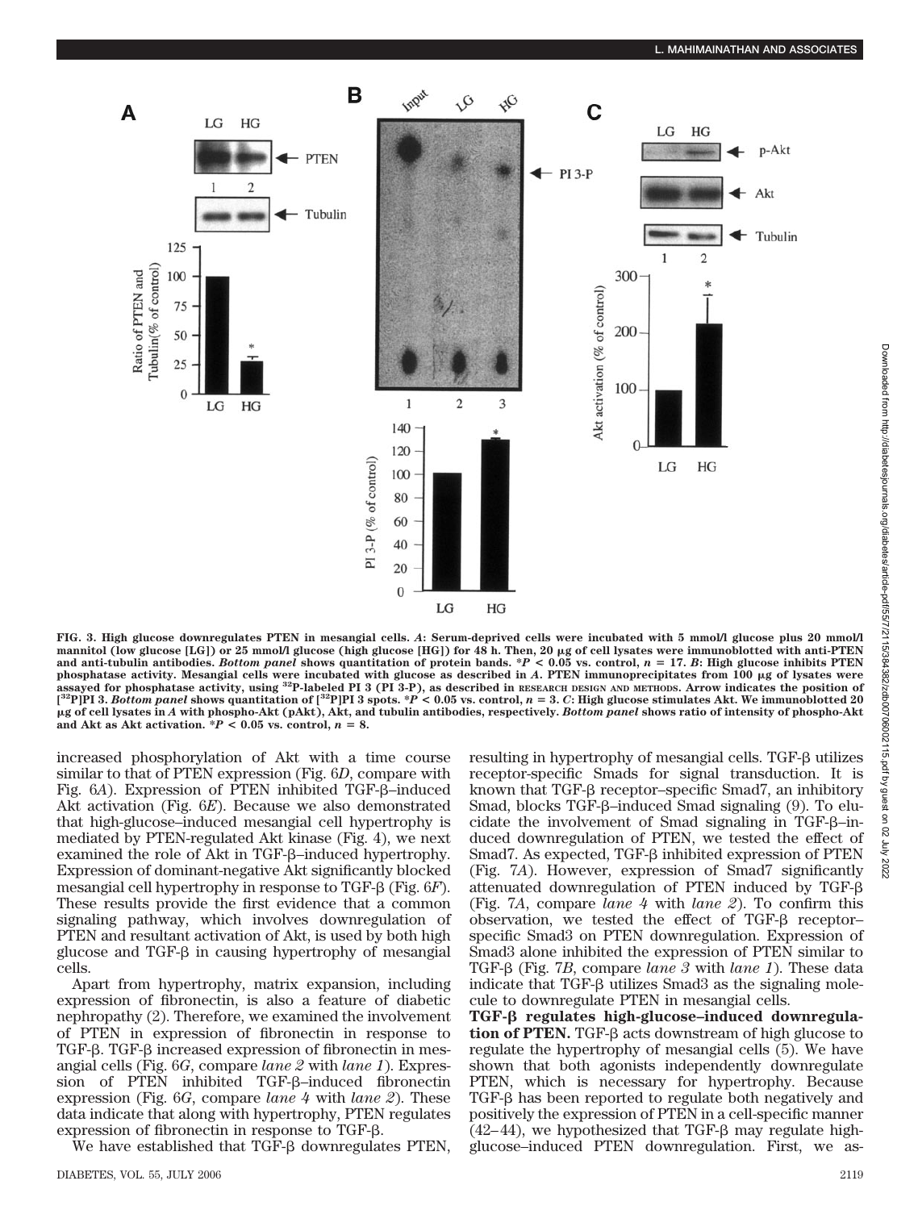FIG. 3. High glucose downregulates PTEN in mesangial cells. *A*: Serum-deprived cells were incubated with 5 mmol/l glucose plus 20 mmol/l mannitol (low glucose [LG]) or 25 mmol/l glucose (high glucose [HG]) for 48 h. Then, 20 μg of cell lysates were immunoblotted with anti-PTEN and anti-tubulin antibodies. *Bottom panel* shows quantitation of protein bands. *$P < 0.05$ vs. control, $n = 17$. *B*: High glucose inhibits PTEN phosphatase activity. Mesangial cells were incubated with glucose as described in *A*. PTEN immunoprecipitates from 100 μg of lysates were assayed for phosphatase activity, using $^{32}$P-labeled PI 3 (PI 3-P), as described in RESEARCH DESIGN AND METHODS. Arrow indicates the position of [$^{32}$P]PI 3. *Bottom panel* shows quantitation of [$^{32}$P]PI 3 spots. *$P < 0.05$ vs. control, $n = 3$. *C*: High glucose stimulates Akt. We immunoblotted 20 μg of cell lysates in *A* with phospho-Akt (pAkt), Akt, and tubulin antibodies, respectively. *Bottom panel* shows ratio of intensity of phospho-Akt and Akt as Akt activation. *$P < 0.05$ vs. control, $n = 8$.

increased phosphorylation of Akt with a time course similar to that of PTEN expression (Fig. 6*D*, compare with Fig. 6*A*). Expression of PTEN inhibited TGF-β–induced Akt activation (Fig. 6*E*). Because we also demonstrated that high-glucose–induced mesangial cell hypertrophy is mediated by PTEN-regulated Akt kinase (Fig. 4), we next examined the role of Akt in TGF-β–induced hypertrophy. Expression of dominant-negative Akt significantly blocked mesangial cell hypertrophy in response to TGF-β (Fig. 6*F*). These results provide the first evidence that a common signaling pathway, which involves downregulation of PTEN and resultant activation of Akt, is used by both high glucose and TGF-β in causing hypertrophy of mesangial cells.

Apart from hypertrophy, matrix expansion, including expression of fibronectin, is also a feature of diabetic nephropathy (2). Therefore, we examined the involvement of PTEN in expression of fibronectin in response to TGF-β. TGF-β increased expression of fibronectin in mesangial cells (Fig. 6*G*, compare *lane 2* with *lane 1*). Expression of PTEN inhibited TGF-β–induced fibronectin expression (Fig. 6*G*, compare *lane 4* with *lane 2*). These data indicate that along with hypertrophy, PTEN regulates expression of fibronectin in response to TGF-β.

We have established that TGF-β downregulates PTEN, resulting in hypertrophy of mesangial cells. TGF-β utilizes receptor-specific Smads for signal transduction. It is known that TGF-β receptor–specific Smad7, an inhibitory Smad, blocks TGF-β–induced Smad signaling (9). To elucidate the involvement of Smad signaling in TGF-β–induced downregulation of PTEN, we tested the effect of Smad7. As expected, TGF-β inhibited expression of PTEN (Fig. 7*A*). However, expression of Smad7 significantly attenuated downregulation of PTEN induced by TGF-β (Fig. 7*A*, compare *lane 4* with *lane 2*). To confirm this observation, we tested the effect of TGF-β receptor–specific Smad3 on PTEN downregulation. Expression of Smad3 alone inhibited the expression of PTEN similar to TGF-β (Fig. 7*B*, compare *lane 3* with *lane 1*). These data indicate that TGF-β utilizes Smad3 as the signaling molecule to downregulate PTEN in mesangial cells.

**TGF-β regulates high-glucose–induced downregulation of PTEN.** TGF-β acts downstream of high glucose to regulate the hypertrophy of mesangial cells (5). We have shown that both agonists independently downregulate PTEN, which is necessary for hypertrophy. Because TGF-β has been reported to regulate both negatively and positively the expression of PTEN in a cell-specific manner (42–44), we hypothesized that TGF-β may regulate high-glucose–induced PTEN downregulation. First, we as-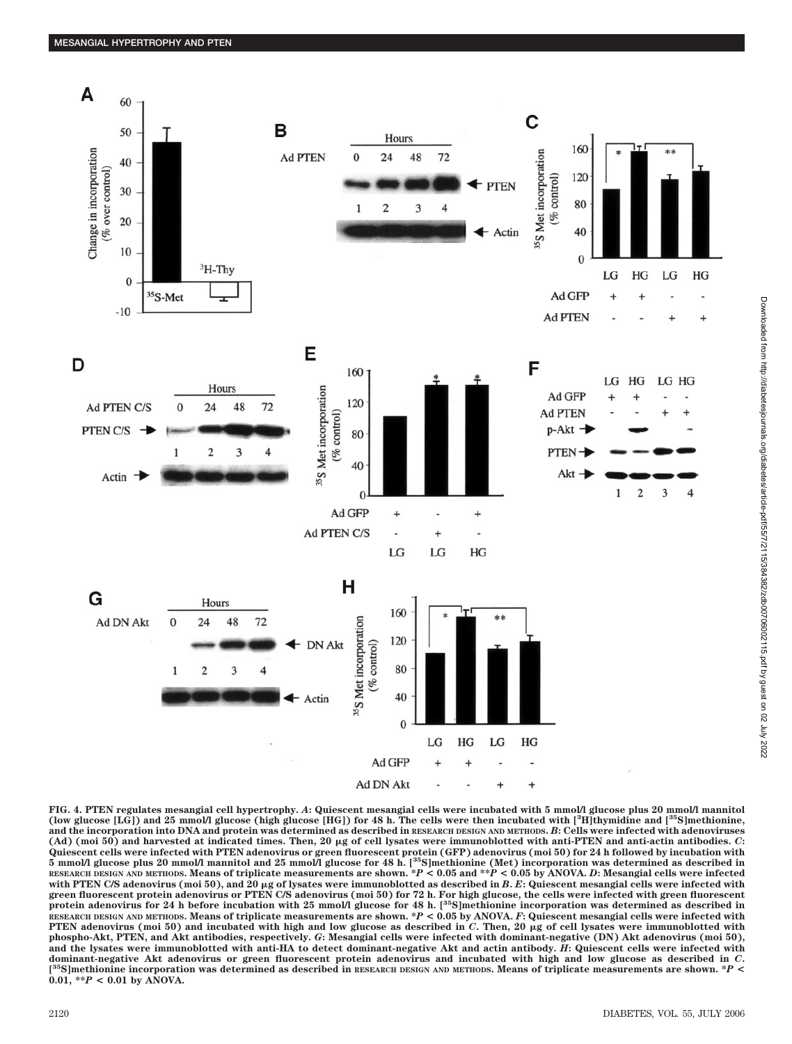**FIG. 4. PTEN regulates mesangial cell hypertrophy.** ***A***: Quiescent mesangial cells were incubated with 5 mmol/l glucose plus 20 mmol/l mannitol (low glucose [LG]) and 25 mmol/l glucose (high glucose [HG]) for 48 h. The cells were then incubated with [$^{3}$H]thymidine and [$^{35}$S]methionine, and the incorporation into DNA and protein was determined as described in RESEARCH DESIGN AND METHODS. ***B***: Cells were infected with adenoviruses (Ad) (moi 50) and harvested at indicated times. Then, 20 μg of cell lysates were immunoblotted with anti-PTEN and anti-actin antibodies. ***C***: Quiescent cells were infected with PTEN adenovirus or green fluorescent protein (GFP) adenovirus (moi 50) for 24 h followed by incubation with 5 mmol/l glucose plus 20 mmol/l mannitol and 25 mmol/l glucose for 48 h. [$^{35}$S]methionine (Met) incorporation was determined as described in RESEARCH DESIGN AND METHODS. Means of triplicate measurements are shown. *$P < 0.05$ and **$P < 0.05$ by ANOVA. ***D***: Mesangial cells were infected with PTEN C/S adenovirus (moi 50), and 20 μg of lysates were immunoblotted as described in *B*. ***E***: Quiescent mesangial cells were infected with green fluorescent protein adenovirus or PTEN C/S adenovirus (moi 50) for 72 h. For high glucose, the cells were infected with green fluorescent protein adenovirus for 24 h before incubation with 25 mmol/l glucose for 48 h. [$^{35}$S]methionine incorporation was determined as described in RESEARCH DESIGN AND METHODS. Means of triplicate measurements are shown. *$P < 0.05$ by ANOVA. ***F***: Quiescent mesangial cells were infected with PTEN adenovirus (moi 50) and incubated with high and low glucose as described in *C*. Then, 20 μg of cell lysates were immunoblotted with phospho-Akt, PTEN, and Akt antibodies, respectively. ***G***: Mesangial cells were infected with dominant-negative (DN) Akt adenovirus (moi 50), and the lysates were immunoblotted with anti-HA to detect dominant-negative Akt and actin antibody. ***H***: Quiescent cells were infected with dominant-negative Akt adenovirus or green fluorescent protein adenovirus and incubated with high and low glucose as described in *C*. [$^{35}$S]methionine incorporation was determined as described in RESEARCH DESIGN AND METHODS. Means of triplicate measurements are shown. *$P < 0.01$, **$P < 0.01$ by ANOVA.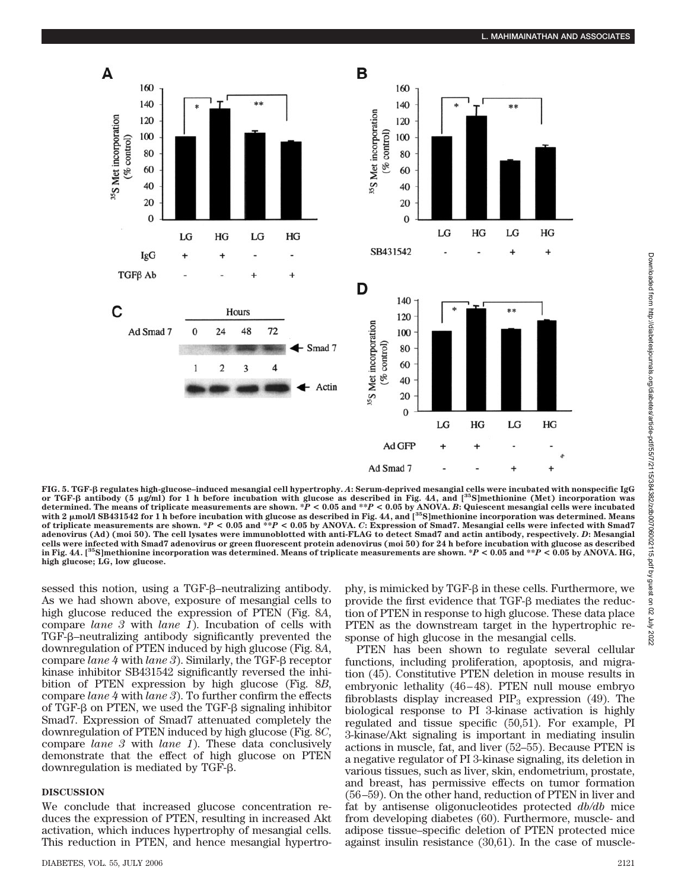FIG. 5. TGF-β regulates high-glucose–induced mesangial cell hypertrophy. *A*: Serum-deprived mesangial cells were incubated with nonspecific IgG or TGF-β antibody (5 μg/ml) for 1 h before incubation with glucose as described in Fig. 4*A*, and [$^{35}$S]methionine (Met) incorporation was determined. The means of triplicate measurements are shown. *$P < 0.05$ and **$P < 0.05$ by ANOVA. *B*: Quiescent mesangial cells were incubated with 2 μmol/l SB431542 for 1 h before incubation with glucose as described in Fig. 4*A*, and [$^{35}$S]methionine incorporation was determined. Means of triplicate measurements are shown. *$P < 0.05$ and **$P < 0.05$ by ANOVA. *C*: Expression of Smad7. Mesangial cells were infected with Smad7 adenovirus (Ad) (moi 50). The cell lysates were immunoblotted with anti-FLAG to detect Smad7 and actin antibody, respectively. *D*: Mesangial cells were infected with Smad7 adenovirus or green fluorescent protein adenovirus (moi 50) for 24 h before incubation with glucose as described in Fig. 4*A*. [$^{35}$S]methionine incorporation was determined. Means of triplicate measurements are shown. *$P < 0.05$ and **$P < 0.05$ by ANOVA. HG, high glucose; LG, low glucose.

sessed this notion, using a TGF-β–neutralizing antibody. As we had shown above, exposure of mesangial cells to high glucose reduced the expression of PTEN (Fig. 8*A*, compare *lane 3* with *lane 1*). Incubation of cells with TGF-β–neutralizing antibody significantly prevented the downregulation of PTEN induced by high glucose (Fig. 8*A*, compare *lane 4* with *lane 3*). Similarly, the TGF-β receptor kinase inhibitor SB431542 significantly reversed the inhibition of PTEN expression by high glucose (Fig. 8*B*, compare *lane 4* with *lane 3*). To further confirm the effects of TGF-β on PTEN, we used the TGF-β signaling inhibitor Smad7. Expression of Smad7 attenuated completely the downregulation of PTEN induced by high glucose (Fig. 8*C*, compare *lane 3* with *lane 1*). These data conclusively demonstrate that the effect of high glucose on PTEN downregulation is mediated by TGF-β.

## DISCUSSION

We conclude that increased glucose concentration reduces the expression of PTEN, resulting in increased Akt activation, which induces hypertrophy of mesangial cells. This reduction in PTEN, and hence mesangial hypertrophy, is mimicked by TGF-β in these cells. Furthermore, we provide the first evidence that TGF-β mediates the reduction of PTEN in response to high glucose. These data place PTEN as the downstream target in the hypertrophic response of high glucose in the mesangial cells.

PTEN has been shown to regulate several cellular functions, including proliferation, apoptosis, and migration (45). Constitutive PTEN deletion in mouse results in embryonic lethality (46–48). PTEN null mouse embryo fibroblasts display increased $PIP_3$ expression (49). The biological response to PI 3-kinase activation is highly regulated and tissue specific (50,51). For example, PI 3-kinase/Akt signaling is important in mediating insulin actions in muscle, fat, and liver (52–55). Because PTEN is a negative regulator of PI 3-kinase signaling, its deletion in various tissues, such as liver, skin, endometrium, prostate, and breast, has permissive effects on tumor formation (56–59). On the other hand, reduction of PTEN in liver and fat by antisense oligonucleotides protected *db/db* mice from developing diabetes (60). Furthermore, muscle- and adipose tissue–specific deletion of PTEN protected mice against insulin resistance (30,61). In the case of muscle-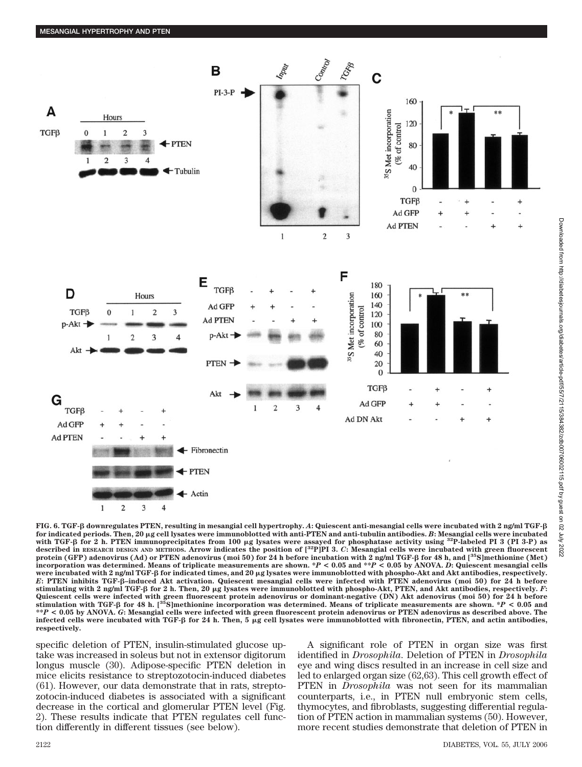FIG. 6. TGF-β downregulates PTEN, resulting in mesangial cell hypertrophy. *A*: Quiescent anti-mesangial cells were incubated with 2 ng/ml TGF-β for indicated periods. Then, 20 μg cell lysates were immunoblotted with anti-PTEN and anti-tubulin antibodies. *B*: Mesangial cells were incubated with TGF-β for 2 h. PTEN immunoprecipitates from 100 μg lysates were assayed for phosphatase activity using $^{32}$P-labeled PI 3 (PI 3-P) as described in RESEARCH DESIGN AND METHODS. Arrow indicates the position of [$^{32}$P]PI 3. *C*: Mesangial cells were incubated with green fluorescent protein (GFP) adenovirus (Ad) or PTEN adenovirus (moi 50) for 24 h before incubation with 2 ng/ml TGF-β for 48 h, and [$^{35}$S]methionine (Met) incorporation was determined. Means of triplicate measurements are shown. \*$P < 0.05$ and \*\*$P < 0.05$ by ANOVA. *D*: Quiescent mesangial cells were incubated with 2 ng/ml TGF-β for indicated times, and 20 μg lysates were immunoblotted with phospho-Akt and Akt antibodies, respectively. *E*: PTEN inhibits TGF-β–induced Akt activation. Quiescent mesangial cells were infected with PTEN adenovirus (moi 50) for 24 h before stimulating with 2 ng/ml TGF-β for 2 h. Then, 20 μg lysates were immunoblotted with phospho-Akt, PTEN, and Akt antibodies, respectively. *F*: Quiescent cells were infected with green fluorescent protein adenovirus or dominant-negative (DN) Akt adenovirus (moi 50) for 24 h before stimulation with TGF-β for 48 h. [$^{35}$S]methionine incorporation was determined. Means of triplicate measurements are shown. \*$P < 0.05$ and \*\*$P < 0.05$ by ANOVA. *G*: Mesangial cells were infected with green fluorescent protein adenovirus or PTEN adenovirus as described above. The infected cells were incubated with TGF-β for 24 h. Then, 5 μg cell lysates were immunoblotted with fibronectin, PTEN, and actin antibodies, respectively.

specific deletion of PTEN, insulin-stimulated glucose uptake was increased in soleus but not in extensor digitorum longus muscle (30). Adipose-specific PTEN deletion in mice elicits resistance to streptozotocin-induced diabetes (61). However, our data demonstrate that in rats, streptozotocin-induced diabetes is associated with a significant decrease in the cortical and glomerular PTEN level (Fig. 2). These results indicate that PTEN regulates cell function differently in different tissues (see below).

A significant role of PTEN in organ size was first identified in *Drosophila*. Deletion of PTEN in *Drosophila* eye and wing discs resulted in an increase in cell size and led to enlarged organ size (62,63). This cell growth effect of PTEN in *Drosophila* was not seen for its mammalian counterparts, i.e., in PTEN null embryonic stem cells, thymocytes, and fibroblasts, suggesting differential regulation of PTEN action in mammalian systems (50). However, more recent studies demonstrate that deletion of PTEN in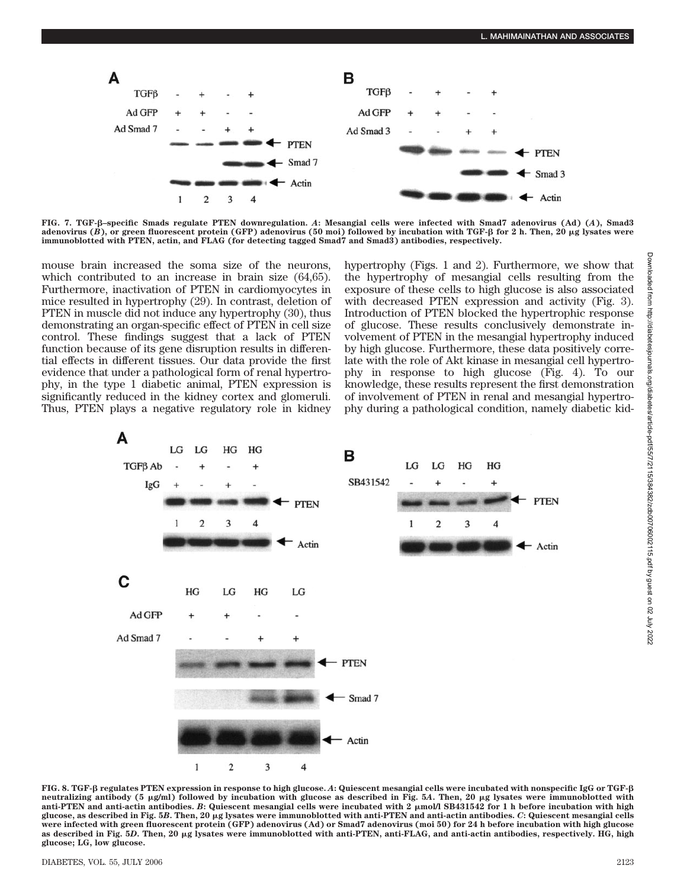FIG. 7. TGF-β–specific Smads regulate PTEN downregulation. *A*: Mesangial cells were infected with Smad7 adenovirus (Ad) (*A*), Smad3 adenovirus (*B*), or green fluorescent protein (GFP) adenovirus (50 moi) followed by incubation with TGF-β for 2 h. Then, 20 μg lysates were immunoblotted with PTEN, actin, and FLAG (for detecting tagged Smad7 and Smad3) antibodies, respectively.

mouse brain increased the soma size of the neurons, which contributed to an increase in brain size (64,65). Furthermore, inactivation of PTEN in cardiomyocytes in mice resulted in hypertrophy (29). In contrast, deletion of PTEN in muscle did not induce any hypertrophy (30), thus demonstrating an organ-specific effect of PTEN in cell size control. These findings suggest that a lack of PTEN function because of its gene disruption results in differential effects in different tissues. Our data provide the first evidence that under a pathological form of renal hypertrophy, in the type 1 diabetic animal, PTEN expression is significantly reduced in the kidney cortex and glomeruli. Thus, PTEN plays a negative regulatory role in kidney hypertrophy (Figs. 1 and 2). Furthermore, we show that the hypertrophy of mesangial cells resulting from the exposure of these cells to high glucose is also associated with decreased PTEN expression and activity (Fig. 3). Introduction of PTEN blocked the hypertrophic response of glucose. These results conclusively demonstrate involvement of PTEN in the mesangial hypertrophy induced by high glucose. Furthermore, these data positively correlate with the role of Akt kinase in mesangial cell hypertrophy in response to high glucose (Fig. 4). To our knowledge, these results represent the first demonstration of involvement of PTEN in renal and mesangial hypertrophy during a pathological condition, namely diabetic kid-

FIG. 8. TGF-β regulates PTEN expression in response to high glucose. *A*: Quiescent mesangial cells were incubated with nonspecific IgG or TGF-β neutralizing antibody (5 μg/ml) followed by incubation with glucose as described in Fig. 5*A*. Then, 20 μg lysates were immunoblotted with anti-PTEN and anti-actin antibodies. *B*: Quiescent mesangial cells were incubated with 2 μmol/l SB431542 for 1 h before incubation with high glucose, as described in Fig. 5*B*. Then, 20 μg lysates were immunoblotted with anti-PTEN and anti-actin antibodies. *C*: Quiescent mesangial cells were infected with green fluorescent protein (GFP) adenovirus (Ad) or Smad7 adenovirus (moi 50) for 24 h before incubation with high glucose as described in Fig. 5*D*. Then, 20 μg lysates were immunoblotted with anti-PTEN, anti-FLAG, and anti-actin antibodies, respectively. HG, high glucose; LG, low glucose.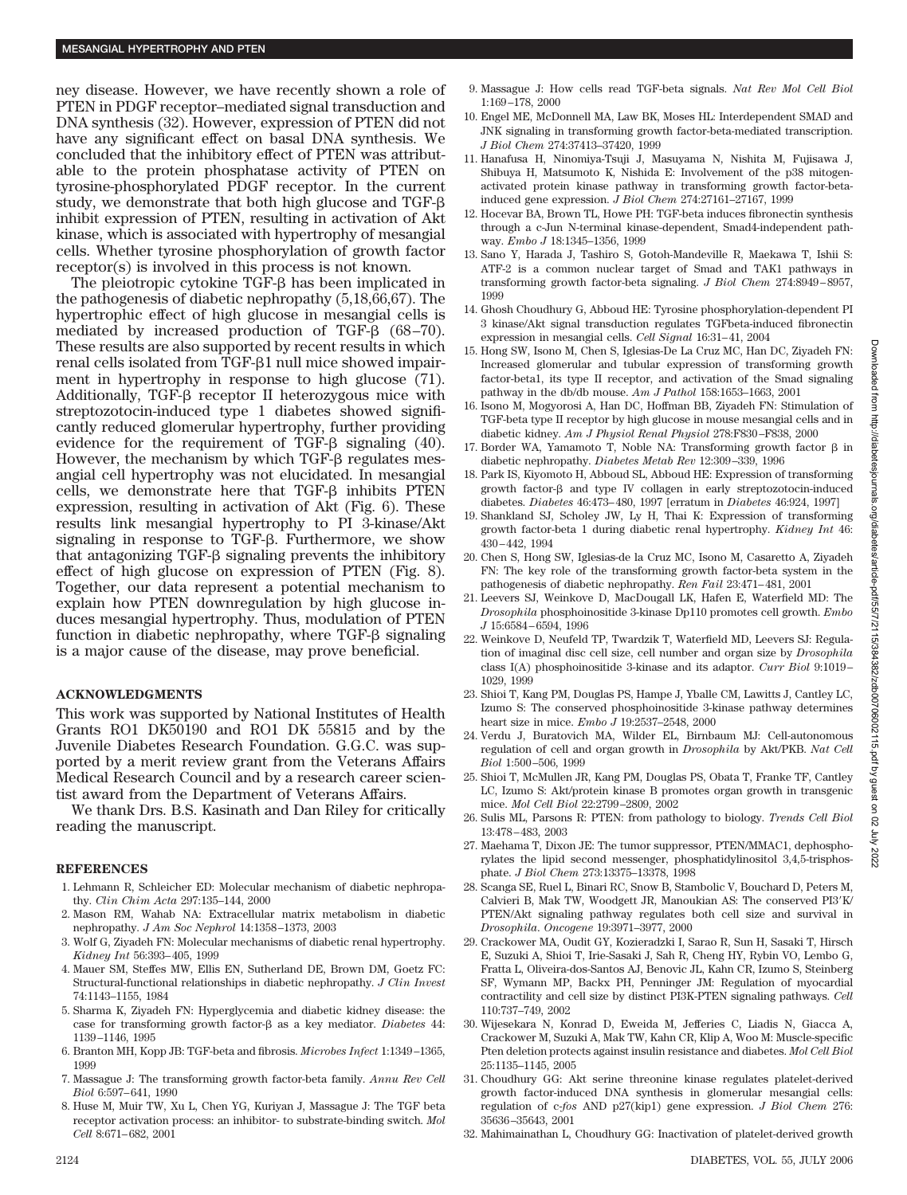ney disease. However, we have recently shown a role of PTEN in PDGF receptor–mediated signal transduction and DNA synthesis (32). However, expression of PTEN did not have any significant effect on basal DNA synthesis. We concluded that the inhibitory effect of PTEN was attributable to the protein phosphatase activity of PTEN on tyrosine-phosphorylated PDGF receptor. In the current study, we demonstrate that both high glucose and TGF-β inhibit expression of PTEN, resulting in activation of Akt kinase, which is associated with hypertrophy of mesangial cells. Whether tyrosine phosphorylation of growth factor receptor(s) is involved in this process is not known.

The pleiotropic cytokine TGF-β has been implicated in the pathogenesis of diabetic nephropathy (5,18,66,67). The hypertrophic effect of high glucose in mesangial cells is mediated by increased production of TGF-β (68–70). These results are also supported by recent results in which renal cells isolated from TGF-β1 null mice showed impairment in hypertrophy in response to high glucose (71). Additionally, TGF-β receptor II heterozygous mice with streptozotocin-induced type 1 diabetes showed significantly reduced glomerular hypertrophy, further providing evidence for the requirement of TGF-β signaling (40). However, the mechanism by which TGF-β regulates mesangial cell hypertrophy was not elucidated. In mesangial cells, we demonstrate here that TGF-β inhibits PTEN expression, resulting in activation of Akt (Fig. 6). These results link mesangial hypertrophy to PI 3-kinase/Akt signaling in response to TGF-β. Furthermore, we show that antagonizing TGF-β signaling prevents the inhibitory effect of high glucose on expression of PTEN (Fig. 8). Together, our data represent a potential mechanism to explain how PTEN downregulation by high glucose induces mesangial hypertrophy. Thus, modulation of PTEN function in diabetic nephropathy, where TGF-β signaling is a major cause of the disease, may prove beneficial.

## ACKNOWLEDGMENTS

This work was supported by National Institutes of Health Grants RO1 DK50190 and RO1 DK 55815 and by the Juvenile Diabetes Research Foundation. G.G.C. was supported by a merit review grant from the Veterans Affairs Medical Research Council and by a research career scientist award from the Department of Veterans Affairs.

We thank Drs. B.S. Kasinath and Dan Riley for critically reading the manuscript.

## REFERENCES

1. Lehmann R, Schleicher ED: Molecular mechanism of diabetic nephropathy. *Clin Chim Acta* 297:135–144, 2000
2. Mason RM, Wahab NA: Extracellular matrix metabolism in diabetic nephropathy. *J Am Soc Nephrol* 14:1358–1373, 2003
3. Wolf G, Ziyadeh FN: Molecular mechanisms of diabetic renal hypertrophy. *Kidney Int* 56:393–405, 1999
4. Mauer SM, Steffes MW, Ellis EN, Sutherland DE, Brown DM, Goetz FC: Structural-functional relationships in diabetic nephropathy. *J Clin Invest* 74:1143–1155, 1984
5. Sharma K, Ziyadeh FN: Hyperglycemia and diabetic kidney disease: the case for transforming growth factor-β as a key mediator. *Diabetes* 44: 1139–1146, 1995
6. Branton MH, Kopp JB: TGF-beta and fibrosis. *Microbes Infect* 1:1349–1365, 1999
7. Massague J: The transforming growth factor-beta family. *Annu Rev Cell Biol* 6:597–641, 1990
8. Huse M, Muir TW, Xu L, Chen YG, Kuriyan J, Massague J: The TGF beta receptor activation process: an inhibitor- to substrate-binding switch. *Mol Cell* 8:671–682, 2001
9. Massague J: How cells read TGF-beta signals. *Nat Rev Mol Cell Biol* 1:169–178, 2000
10. Engel ME, McDonnell MA, Law BK, Moses HL: Interdependent SMAD and JNK signaling in transforming growth factor-beta-mediated transcription. *J Biol Chem* 274:37413–37420, 1999
11. Hanafusa H, Ninomiya-Tsuji J, Masuyama N, Nishita M, Fujisawa J, Shibuya H, Matsumoto K, Nishida E: Involvement of the p38 mitogen-activated protein kinase pathway in transforming growth factor-beta-induced gene expression. *J Biol Chem* 274:27161–27167, 1999
12. Hocevar BA, Brown TL, Howe PH: TGF-beta induces fibronectin synthesis through a c-Jun N-terminal kinase-dependent, Smad4-independent pathway. *Embo J* 18:1345–1356, 1999
13. Sano Y, Harada J, Tashiro S, Gotoh-Mandeville R, Maekawa T, Ishii S: ATF-2 is a common nuclear target of Smad and TAK1 pathways in transforming growth factor-beta signaling. *J Biol Chem* 274:8949–8957, 1999
14. Ghosh Choudhury G, Abboud HE: Tyrosine phosphorylation-dependent PI 3 kinase/Akt signal transduction regulates TGFbeta-induced fibronectin expression in mesangial cells. *Cell Signal* 16:31–41, 2004
15. Hong SW, Isono M, Chen S, Iglesias-De La Cruz MC, Han DC, Ziyadeh FN: Increased glomerular and tubular expression of transforming growth factor-beta1, its type II receptor, and activation of the Smad signaling pathway in the db/db mouse. *Am J Pathol* 158:1653–1663, 2001
16. Isono M, Mogyorosi A, Han DC, Hoffman BB, Ziyadeh FN: Stimulation of TGF-beta type II receptor by high glucose in mouse mesangial cells and in diabetic kidney. *Am J Physiol Renal Physiol* 278:F830–F838, 2000
17. Border WA, Yamamoto T, Noble NA: Transforming growth factor β in diabetic nephropathy. *Diabetes Metab Rev* 12:309–339, 1996
18. Park IS, Kiyomoto H, Abboud SL, Abboud HE: Expression of transforming growth factor-β and type IV collagen in early streptozotocin-induced diabetes. *Diabetes* 46:473–480, 1997 [erratum in *Diabetes* 46:924, 1997]
19. Shankland SJ, Scholey JW, Ly H, Thai K: Expression of transforming growth factor-beta 1 during diabetic renal hypertrophy. *Kidney Int* 46: 430–442, 1994
20. Chen S, Hong SW, Iglesias-de la Cruz MC, Isono M, Casaretto A, Ziyadeh FN: The key role of the transforming growth factor-beta system in the pathogenesis of diabetic nephropathy. *Ren Fail* 23:471–481, 2001
21. Leevers SJ, Weinkove D, MacDougall LK, Hafen E, Waterfield MD: The *Drosophila* phosphoinositide 3-kinase Dp110 promotes cell growth. *Embo J* 15:6584–6594, 1996
22. Weinkove D, Neufeld TP, Twardzik T, Waterfield MD, Leevers SJ: Regulation of imaginal disc cell size, cell number and organ size by *Drosophila* class I(A) phosphoinositide 3-kinase and its adaptor. *Curr Biol* 9:1019–1029, 1999
23. Shioi T, Kang PM, Douglas PS, Hampe J, Yballe CM, Lawitts J, Cantley LC, Izumo S: The conserved phosphoinositide 3-kinase pathway determines heart size in mice. *Embo J* 19:2537–2548, 2000
24. Verdu J, Buratovich MA, Wilder EL, Birnbaum MJ: Cell-autonomous regulation of cell and organ growth in *Drosophila* by Akt/PKB. *Nat Cell Biol* 1:500–506, 1999
25. Shioi T, McMullen JR, Kang PM, Douglas PS, Obata T, Franke TF, Cantley LC, Izumo S: Akt/protein kinase B promotes organ growth in transgenic mice. *Mol Cell Biol* 22:2799–2809, 2002
26. Sulis ML, Parsons R: PTEN: from pathology to biology. *Trends Cell Biol* 13:478–483, 2003
27. Maehama T, Dixon JE: The tumor suppressor, PTEN/MMAC1, dephosphorylates the lipid second messenger, phosphatidylinositol 3,4,5-trisphosphate. *J Biol Chem* 273:13375–13378, 1998
28. Scanga SE, Ruel L, Binari RC, Snow B, Stambolic V, Bouchard D, Peters M, Calvieri B, Mak TW, Woodgett JR, Manoukian AS: The conserved PI3′K/PTEN/Akt signaling pathway regulates both cell size and survival in *Drosophila*. *Oncogene* 19:3971–3977, 2000
29. Crackower MA, Oudit GY, Kozieradzki I, Sarao R, Sun H, Sasaki T, Hirsch E, Suzuki A, Shioi T, Irie-Sasaki J, Sah R, Cheng HY, Rybin VO, Lembo G, Fratta L, Oliveira-dos-Santos AJ, Benovic JL, Kahn CR, Izumo S, Steinberg SF, Wymann MP, Backx PH, Penninger JM: Regulation of myocardial contractility and cell size by distinct PI3K-PTEN signaling pathways. *Cell* 110:737–749, 2002
30. Wijesekara N, Konrad D, Eweida M, Jefferies C, Liadis N, Giacca A, Crackower M, Suzuki A, Mak TW, Kahn CR, Klip A, Woo M: Muscle-specific Pten deletion protects against insulin resistance and diabetes. *Mol Cell Biol* 25:1135–1145, 2005
31. Choudhury GG: Akt serine threonine kinase regulates platelet-derived growth factor-induced DNA synthesis in glomerular mesangial cells: regulation of c-*fos* AND p27(kip1) gene expression. *J Biol Chem* 276: 35636–35643, 2001
32. Mahimainathan L, Choudhury GG: Inactivation of platelet-derived growth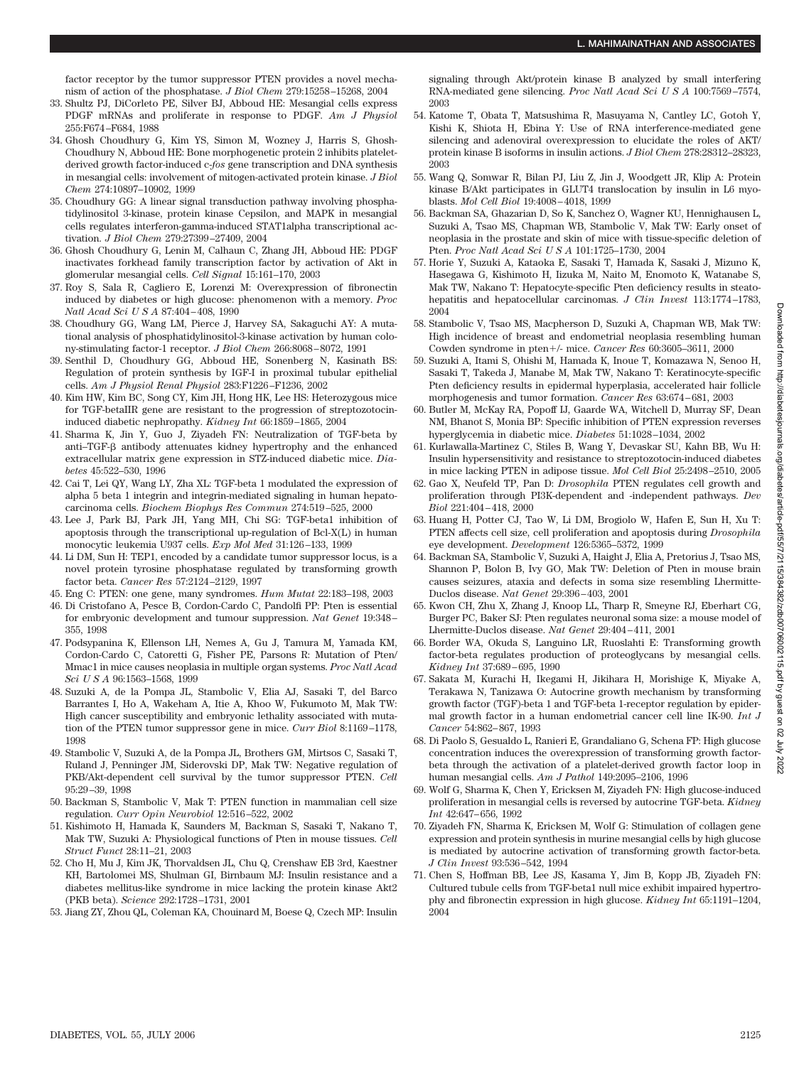factor receptor by the tumor suppressor PTEN provides a novel mechanism of action of the phosphatase. *J Biol Chem* 279:15258–15268, 2004

33. Shultz PJ, DiCorleto PE, Silver BJ, Abboud HE: Mesangial cells express PDGF mRNAs and proliferate in response to PDGF. *Am J Physiol* 255:F674–F684, 1988
34. Ghosh Choudhury G, Kim YS, Simon M, Wozney J, Harris S, Ghosh-Choudhury N, Abboud HE: Bone morphogenetic protein 2 inhibits platelet-derived growth factor-induced c-*fos* gene transcription and DNA synthesis in mesangial cells: involvement of mitogen-activated protein kinase. *J Biol Chem* 274:10897–10902, 1999
35. Choudhury GG: A linear signal transduction pathway involving phosphatidylinositol 3-kinase, protein kinase Cepsilon, and MAPK in mesangial cells regulates interferon-gamma-induced STAT1alpha transcriptional activation. *J Biol Chem* 279:27399–27409, 2004
36. Ghosh Choudhury G, Lenin M, Calhaun C, Zhang JH, Abboud HE: PDGF inactivates forkhead family transcription factor by activation of Akt in glomerular mesangial cells. *Cell Signal* 15:161–170, 2003
37. Roy S, Sala R, Cagliero E, Lorenzi M: Overexpression of fibronectin induced by diabetes or high glucose: phenomenon with a memory. *Proc Natl Acad Sci U S A* 87:404–408, 1990
38. Choudhury GG, Wang LM, Pierce J, Harvey SA, Sakaguchi AY: A mutational analysis of phosphatidylinositol-3-kinase activation by human colony-stimulating factor-1 receptor. *J Biol Chem* 266:8068–8072, 1991
39. Senthil D, Choudhury GG, Abboud HE, Sonenberg N, Kasinath BS: Regulation of protein synthesis by IGF-I in proximal tubular epithelial cells. *Am J Physiol Renal Physiol* 283:F1226–F1236, 2002
40. Kim HW, Kim BC, Song CY, Kim JH, Hong HK, Lee HS: Heterozygous mice for TGF-betaIIR gene are resistant to the progression of streptozotocin-induced diabetic nephropathy. *Kidney Int* 66:1859–1865, 2004
41. Sharma K, Jin Y, Guo J, Ziyadeh FN: Neutralization of TGF-beta by anti–TGF-β antibody attenuates kidney hypertrophy and the enhanced extracellular matrix gene expression in STZ-induced diabetic mice. *Diabetes* 45:522–530, 1996
42. Cai T, Lei QY, Wang LY, Zha XL: TGF-beta 1 modulated the expression of alpha 5 beta 1 integrin and integrin-mediated signaling in human hepatocarcinoma cells. *Biochem Biophys Res Commun* 274:519–525, 2000
43. Lee J, Park BJ, Park JH, Yang MH, Chi SG: TGF-beta1 inhibition of apoptosis through the transcriptional up-regulation of Bcl-X(L) in human monocytic leukemia U937 cells. *Exp Mol Med* 31:126–133, 1999
44. Li DM, Sun H: TEP1, encoded by a candidate tumor suppressor locus, is a novel protein tyrosine phosphatase regulated by transforming growth factor beta. *Cancer Res* 57:2124–2129, 1997
45. Eng C: PTEN: one gene, many syndromes. *Hum Mutat* 22:183–198, 2003
46. Di Cristofano A, Pesce B, Cordon-Cardo C, Pandolfi PP: Pten is essential for embryonic development and tumour suppression. *Nat Genet* 19:348–355, 1998
47. Podsypanina K, Ellenson LH, Nemes A, Gu J, Tamura M, Yamada KM, Cordon-Cardo C, Catoretti G, Fisher PE, Parsons R: Mutation of Pten/Mmac1 in mice causes neoplasia in multiple organ systems. *Proc Natl Acad Sci U S A* 96:1563–1568, 1999
48. Suzuki A, de la Pompa JL, Stambolic V, Elia AJ, Sasaki T, del Barco Barrantes I, Ho A, Wakeham A, Itie A, Khoo W, Fukumoto M, Mak TW: High cancer susceptibility and embryonic lethality associated with mutation of the PTEN tumor suppressor gene in mice. *Curr Biol* 8:1169–1178, 1998
49. Stambolic V, Suzuki A, de la Pompa JL, Brothers GM, Mirtsos C, Sasaki T, Ruland J, Penninger JM, Siderovski DP, Mak TW: Negative regulation of PKB/Akt-dependent cell survival by the tumor suppressor PTEN. *Cell* 95:29–39, 1998
50. Backman S, Stambolic V, Mak T: PTEN function in mammalian cell size regulation. *Curr Opin Neurobiol* 12:516–522, 2002
51. Kishimoto H, Hamada K, Saunders M, Backman S, Sasaki T, Nakano T, Mak TW, Suzuki A: Physiological functions of Pten in mouse tissues. *Cell Struct Funct* 28:11–21, 2003
52. Cho H, Mu J, Kim JK, Thorvaldsen JL, Chu Q, Crenshaw EB 3rd, Kaestner KH, Bartolomei MS, Shulman GI, Birnbaum MJ: Insulin resistance and a diabetes mellitus-like syndrome in mice lacking the protein kinase Akt2 (PKB beta). *Science* 292:1728–1731, 2001
53. Jiang ZY, Zhou QL, Coleman KA, Chouinard M, Boese Q, Czech MP: Insulin signaling through Akt/protein kinase B analyzed by small interfering RNA-mediated gene silencing. *Proc Natl Acad Sci U S A* 100:7569–7574, 2003
54. Katome T, Obata T, Matsushima R, Masuyama N, Cantley LC, Gotoh Y, Kishi K, Shiota H, Ebina Y: Use of RNA interference-mediated gene silencing and adenoviral overexpression to elucidate the roles of AKT/protein kinase B isoforms in insulin actions. *J Biol Chem* 278:28312–28323, 2003
55. Wang Q, Somwar R, Bilan PJ, Liu Z, Jin J, Woodgett JR, Klip A: Protein kinase B/Akt participates in GLUT4 translocation by insulin in L6 myoblasts. *Mol Cell Biol* 19:4008–4018, 1999
56. Backman SA, Ghazarian D, So K, Sanchez O, Wagner KU, Hennighausen L, Suzuki A, Tsao MS, Chapman WB, Stambolic V, Mak TW: Early onset of neoplasia in the prostate and skin of mice with tissue-specific deletion of Pten. *Proc Natl Acad Sci U S A* 101:1725–1730, 2004
57. Horie Y, Suzuki A, Kataoka E, Sasaki T, Hamada K, Sasaki J, Mizuno K, Hasegawa G, Kishimoto H, Iizuka M, Naito M, Enomoto K, Watanabe S, Mak TW, Nakano T: Hepatocyte-specific Pten deficiency results in steatohepatitis and hepatocellular carcinomas. *J Clin Invest* 113:1774–1783, 2004
58. Stambolic V, Tsao MS, Macpherson D, Suzuki A, Chapman WB, Mak TW: High incidence of breast and endometrial neoplasia resembling human Cowden syndrome in pten+/- mice. *Cancer Res* 60:3605–3611, 2000
59. Suzuki A, Itami S, Ohishi M, Hamada K, Inoue T, Komazawa N, Senoo H, Sasaki T, Takeda J, Manabe M, Mak TW, Nakano T: Keratinocyte-specific Pten deficiency results in epidermal hyperplasia, accelerated hair follicle morphogenesis and tumor formation. *Cancer Res* 63:674–681, 2003
60. Butler M, McKay RA, Popoff IJ, Gaarde WA, Witchell D, Murray SF, Dean NM, Bhanot S, Monia BP: Specific inhibition of PTEN expression reverses hyperglycemia in diabetic mice. *Diabetes* 51:1028–1034, 2002
61. Kurlawalla-Martinez C, Stiles B, Wang Y, Devaskar SU, Kahn BB, Wu H: Insulin hypersensitivity and resistance to streptozotocin-induced diabetes in mice lacking PTEN in adipose tissue. *Mol Cell Biol* 25:2498–2510, 2005
62. Gao X, Neufeld TP, Pan D: *Drosophila* PTEN regulates cell growth and proliferation through PI3K-dependent and -independent pathways. *Dev Biol* 221:404–418, 2000
63. Huang H, Potter CJ, Tao W, Li DM, Brogiolo W, Hafen E, Sun H, Xu T: PTEN affects cell size, cell proliferation and apoptosis during *Drosophila* eye development. *Development* 126:5365–5372, 1999
64. Backman SA, Stambolic V, Suzuki A, Haight J, Elia A, Pretorius J, Tsao MS, Shannon P, Bolon B, Ivy GO, Mak TW: Deletion of Pten in mouse brain causes seizures, ataxia and defects in soma size resembling Lhermitte-Duclos disease. *Nat Genet* 29:396–403, 2001
65. Kwon CH, Zhu X, Zhang J, Knoop LL, Tharp R, Smeyne RJ, Eberhart CG, Burger PC, Baker SJ: Pten regulates neuronal soma size: a mouse model of Lhermitte-Duclos disease. *Nat Genet* 29:404–411, 2001
66. Border WA, Okuda S, Languino LR, Ruoslahti E: Transforming growth factor-beta regulates production of proteoglycans by mesangial cells. *Kidney Int* 37:689–695, 1990
67. Sakata M, Kurachi H, Ikegami H, Jikihara H, Morishige K, Miyake A, Terakawa N, Tanizawa O: Autocrine growth mechanism by transforming growth factor (TGF)-beta 1 and TGF-beta 1-receptor regulation by epidermal growth factor in a human endometrial cancer cell line IK-90. *Int J Cancer* 54:862–867, 1993
68. Di Paolo S, Gesualdo L, Ranieri E, Grandaliano G, Schena FP: High glucose concentration induces the overexpression of transforming growth factor-beta through the activation of a platelet-derived growth factor loop in human mesangial cells. *Am J Pathol* 149:2095–2106, 1996
69. Wolf G, Sharma K, Chen Y, Ericksen M, Ziyadeh FN: High glucose-induced proliferation in mesangial cells is reversed by autocrine TGF-beta. *Kidney Int* 42:647–656, 1992
70. Ziyadeh FN, Sharma K, Ericksen M, Wolf G: Stimulation of collagen gene expression and protein synthesis in murine mesangial cells by high glucose is mediated by autocrine activation of transforming growth factor-beta. *J Clin Invest* 93:536–542, 1994
71. Chen S, Hoffman BB, Lee JS, Kasama Y, Jim B, Kopp JB, Ziyadeh FN: Cultured tubule cells from TGF-beta1 null mice exhibit impaired hypertrophy and fibronectin expression in high glucose. *Kidney Int* 65:1191–1204, 2004